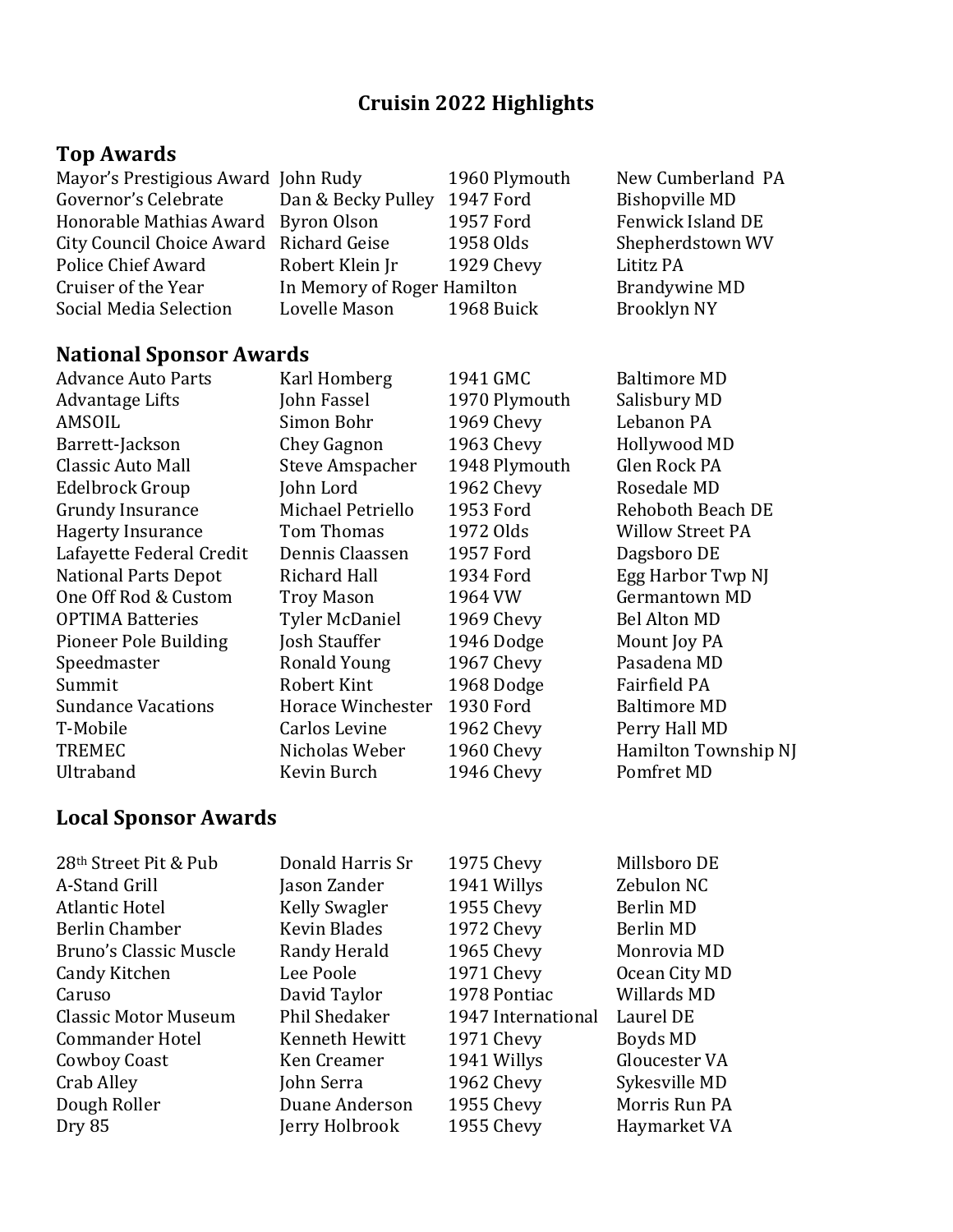# Cruisin 2022 Highlights

## Top Awards

| | | | |
|---|---|---|---|
| Mayor's Prestigious Award | John Rudy | 1960 Plymouth | New Cumberland PA |
| Governor's Celebrate | Dan & Becky Pulley | 1947 Ford | Bishopville MD |
| Honorable Mathias Award | Byron Olson | 1957 Ford | Fenwick Island DE |
| City Council Choice Award | Richard Geise | 1958 Olds | Shepherdstown WV |
| Police Chief Award | Robert Klein Jr | 1929 Chevy | Lititz PA |
| Cruiser of the Year | In Memory of Roger Hamilton | | Brandywine MD |
| Social Media Selection | Lovelle Mason | 1968 Buick | Brooklyn NY |

## National Sponsor Awards

| | | | |
|---|---|---|---|
| Advance Auto Parts | Karl Homberg | 1941 GMC | Baltimore MD |
| Advantage Lifts | John Fassel | 1970 Plymouth | Salisbury MD |
| AMSOIL | Simon Bohr | 1969 Chevy | Lebanon PA |
| Barrett-Jackson | Chey Gagnon | 1963 Chevy | Hollywood MD |
| Classic Auto Mall | Steve Amspacher | 1948 Plymouth | Glen Rock PA |
| Edelbrock Group | John Lord | 1962 Chevy | Rosedale MD |
| Grundy Insurance | Michael Petriello | 1953 Ford | Rehoboth Beach DE |
| Hagerty Insurance | Tom Thomas | 1972 Olds | Willow Street PA |
| Lafayette Federal Credit | Dennis Claassen | 1957 Ford | Dagsboro DE |
| National Parts Depot | Richard Hall | 1934 Ford | Egg Harbor Twp NJ |
| One Off Rod & Custom | Troy Mason | 1964 VW | Germantown MD |
| OPTIMA Batteries | Tyler McDaniel | 1969 Chevy | Bel Alton MD |
| Pioneer Pole Building | Josh Stauffer | 1946 Dodge | Mount Joy PA |
| Speedmaster | Ronald Young | 1967 Chevy | Pasadena MD |
| Summit | Robert Kint | 1968 Dodge | Fairfield PA |
| Sundance Vacations | Horace Winchester | 1930 Ford | Baltimore MD |
| T-Mobile | Carlos Levine | 1962 Chevy | Perry Hall MD |
| TREMEC | Nicholas Weber | 1960 Chevy | Hamilton Township NJ |
| Ultraband | Kevin Burch | 1946 Chevy | Pomfret MD |

## Local Sponsor Awards

| | | | |
|---|---|---|---|
| 28th Street Pit & Pub | Donald Harris Sr | 1975 Chevy | Millsboro DE |
| A-Stand Grill | Jason Zander | 1941 Willys | Zebulon NC |
| Atlantic Hotel | Kelly Swagler | 1955 Chevy | Berlin MD |
| Berlin Chamber | Kevin Blades | 1972 Chevy | Berlin MD |
| Bruno's Classic Muscle | Randy Herald | 1965 Chevy | Monrovia MD |
| Candy Kitchen | Lee Poole | 1971 Chevy | Ocean City MD |
| Caruso | David Taylor | 1978 Pontiac | Willards MD |
| Classic Motor Museum | Phil Shedaker | 1947 International | Laurel DE |
| Commander Hotel | Kenneth Hewitt | 1971 Chevy | Boyds MD |
| Cowboy Coast | Ken Creamer | 1941 Willys | Gloucester VA |
| Crab Alley | John Serra | 1962 Chevy | Sykesville MD |
| Dough Roller | Duane Anderson | 1955 Chevy | Morris Run PA |
| Dry 85 | Jerry Holbrook | 1955 Chevy | Haymarket VA |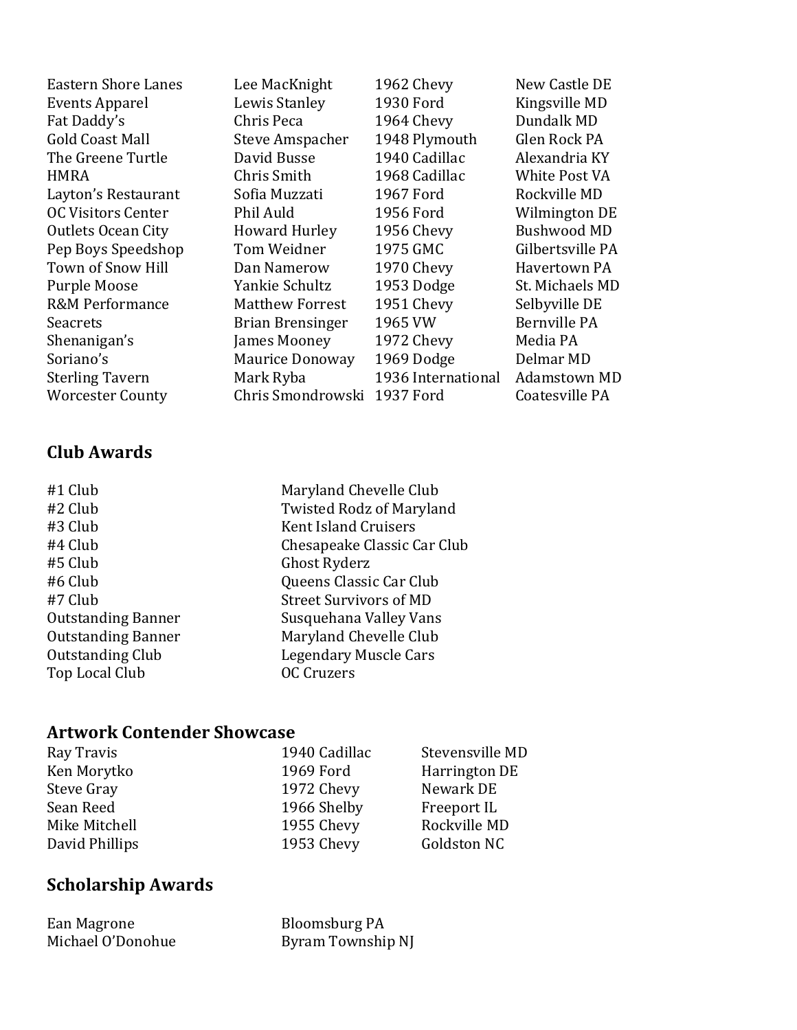| | | | |
|---|---|---|---|
| Eastern Shore Lanes | Lee MacKnight | 1962 Chevy | New Castle DE |
| Events Apparel | Lewis Stanley | 1930 Ford | Kingsville MD |
| Fat Daddy's | Chris Peca | 1964 Chevy | Dundalk MD |
| Gold Coast Mall | Steve Amspacher | 1948 Plymouth | Glen Rock PA |
| The Greene Turtle | David Busse | 1940 Cadillac | Alexandria KY |
| HMRA | Chris Smith | 1968 Cadillac | White Post VA |
| Layton's Restaurant | Sofia Muzzati | 1967 Ford | Rockville MD |
| OC Visitors Center | Phil Auld | 1956 Ford | Wilmington DE |
| Outlets Ocean City | Howard Hurley | 1956 Chevy | Bushwood MD |
| Pep Boys Speedshop | Tom Weidner | 1975 GMC | Gilbertsville PA |
| Town of Snow Hill | Dan Namerow | 1970 Chevy | Havertown PA |
| Purple Moose | Yankie Schultz | 1953 Dodge | St. Michaels MD |
| R&M Performance | Matthew Forrest | 1951 Chevy | Selbyville DE |
| Seacrets | Brian Brensinger | 1965 VW | Bernville PA |
| Shenanigan's | James Mooney | 1972 Chevy | Media PA |
| Soriano's | Maurice Donoway | 1969 Dodge | Delmar MD |
| Sterling Tavern | Mark Ryba | 1936 International | Adamstown MD |
| Worcester County | Chris Smondrowski | 1937 Ford | Coatesville PA |

## Club Awards

| | |
|---|---|
| #1 Club | Maryland Chevelle Club |
| #2 Club | Twisted Rodz of Maryland |
| #3 Club | Kent Island Cruisers |
| #4 Club | Chesapeake Classic Car Club |
| #5 Club | Ghost Ryderz |
| #6 Club | Queens Classic Car Club |
| #7 Club | Street Survivors of MD |
| Outstanding Banner | Susquehana Valley Vans |
| Outstanding Banner | Maryland Chevelle Club |
| Outstanding Club | Legendary Muscle Cars |
| Top Local Club | OC Cruzers |

## Artwork Contender Showcase

| | | |
|---|---|---|
| Ray Travis | 1940 Cadillac | Stevensville MD |
| Ken Morytko | 1969 Ford | Harrington DE |
| Steve Gray | 1972 Chevy | Newark DE |
| Sean Reed | 1966 Shelby | Freeport IL |
| Mike Mitchell | 1955 Chevy | Rockville MD |
| David Phillips | 1953 Chevy | Goldston NC |

## Scholarship Awards

| | |
|---|---|
| Ean Magrone | Bloomsburg PA |
| Michael O'Donohue | Byram Township NJ |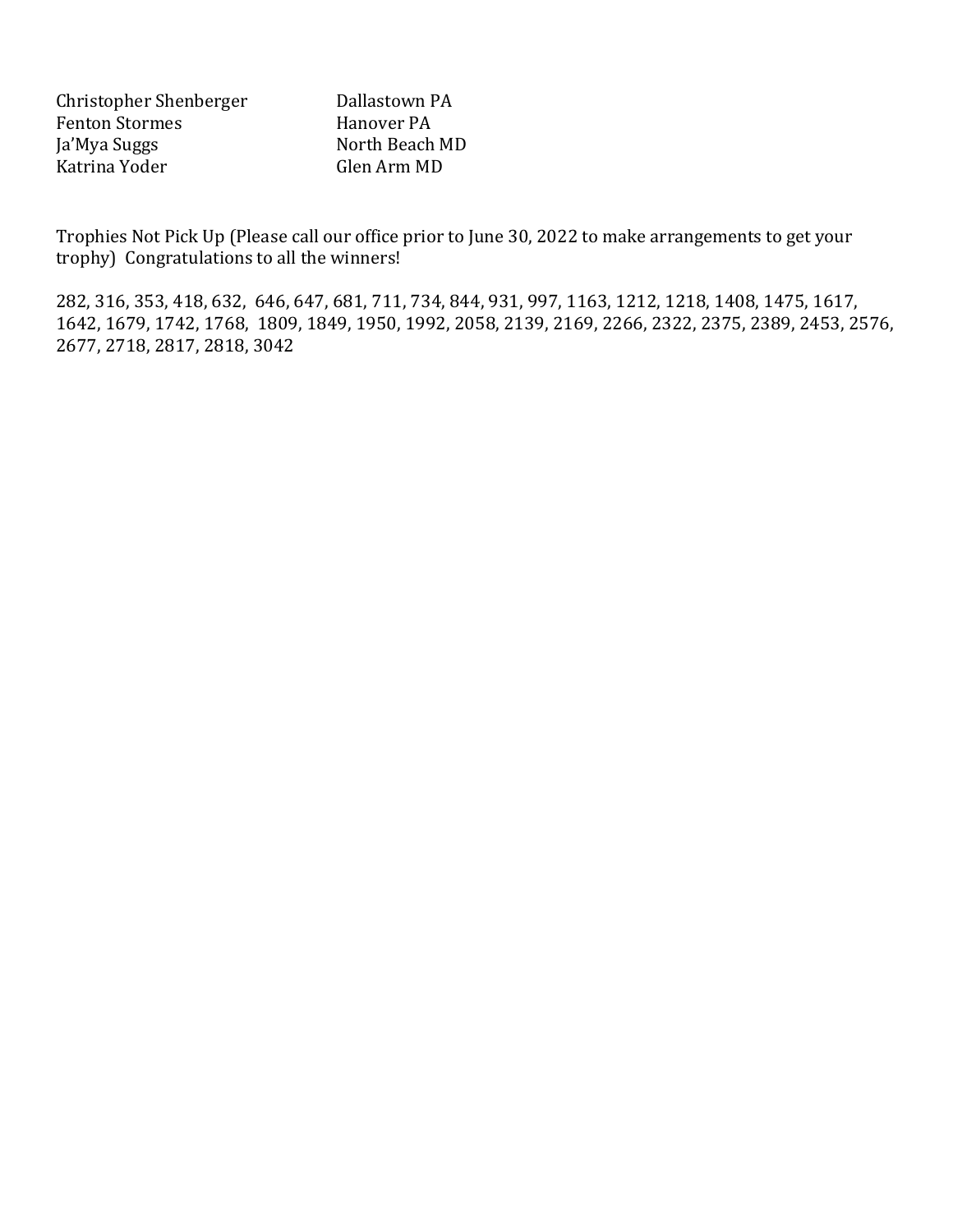| | |
|---|---|
| Christopher Shenberger | Dallastown PA |
| Fenton Stormes | Hanover PA |
| Ja'Mya Suggs | North Beach MD |
| Katrina Yoder | Glen Arm MD |

Trophies Not Pick Up (Please call our office prior to June 30, 2022 to make arrangements to get your trophy) Congratulations to all the winners!

282, 316, 353, 418, 632, 646, 647, 681, 711, 734, 844, 931, 997, 1163, 1212, 1218, 1408, 1475, 1617, 1642, 1679, 1742, 1768, 1809, 1849, 1950, 1992, 2058, 2139, 2169, 2266, 2322, 2375, 2389, 2453, 2576, 2677, 2718, 2817, 2818, 3042